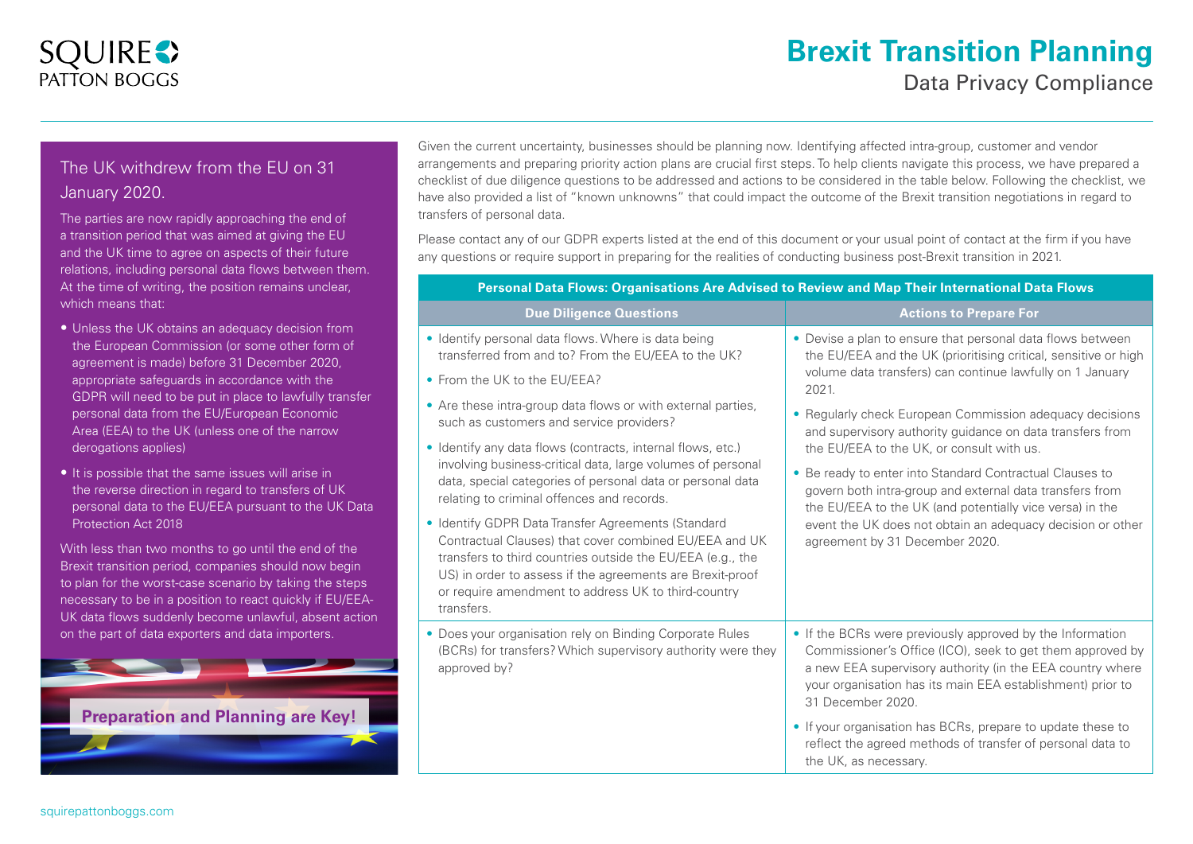# Brexit Transition Planning

## Data Privacy Compliance

### The UK withdrew from the EU on 31 January 2020.

The parties are now rapidly approaching the end of a transition period that was aimed at giving the EU and the UK time to agree on aspects of their future relations, including personal data flows between them. At the time of writing, the position remains unclear, which means that:

- Unless the UK obtains an adequacy decision from the European Commission (or some other form of agreement is made) before 31 December 2020, appropriate safeguards in accordance with the GDPR will need to be put in place to lawfully transfer personal data from the EU/European Economic Area (EEA) to the UK (unless one of the narrow derogations applies)
- It is possible that the same issues will arise in the reverse direction in regard to transfers of UK personal data to the EU/EEA pursuant to the UK Data Protection Act 2018

With less than two months to go until the end of the Brexit transition period, companies should now begin to plan for the worst-case scenario by taking the steps necessary to be in a position to react quickly if EU/EEA-UK data flows suddenly become unlawful, absent action on the part of data exporters and data importers.

**Preparation and Planning are Key!**

Given the current uncertainty, businesses should be planning now. Identifying affected intra-group, customer and vendor arrangements and preparing priority action plans are crucial first steps. To help clients navigate this process, we have prepared a checklist of due diligence questions to be addressed and actions to be considered in the table below. Following the checklist, we have also provided a list of "known unknowns" that could impact the outcome of the Brexit transition negotiations in regard to transfers of personal data.

Please contact any of our GDPR experts listed at the end of this document or your usual point of contact at the firm if you have any questions or require support in preparing for the realities of conducting business post-Brexit transition in 2021.

| **Personal Data Flows: Organisations Are Advised to Review and Map Their International Data Flows** | |
|---|---|
| **Due Diligence Questions** | **Actions to Prepare For** |
| • Identify personal data flows. Where is data being transferred from and to? From the EU/EEA to the UK?<br>• From the UK to the EU/EEA?<br>• Are these intra-group data flows or with external parties, such as customers and service providers?<br>• Identify any data flows (contracts, internal flows, etc.) involving business-critical data, large volumes of personal data, special categories of personal data or personal data relating to criminal offences and records.<br>• Identify GDPR Data Transfer Agreements (Standard Contractual Clauses) that cover combined EU/EEA and UK transfers to third countries outside the EU/EEA (e.g., the US) in order to assess if the agreements are Brexit-proof or require amendment to address UK to third-country transfers. | • Devise a plan to ensure that personal data flows between the EU/EEA and the UK (prioritising critical, sensitive or high volume data transfers) can continue lawfully on 1 January 2021.<br>• Regularly check European Commission adequacy decisions and supervisory authority guidance on data transfers from the EU/EEA to the UK, or consult with us.<br>• Be ready to enter into Standard Contractual Clauses to govern both intra-group and external data transfers from the EU/EEA to the UK (and potentially vice versa) in the event the UK does not obtain an adequacy decision or other agreement by 31 December 2020. |
| • Does your organisation rely on Binding Corporate Rules (BCRs) for transfers? Which supervisory authority were they approved by? | • If the BCRs were previously approved by the Information Commissioner's Office (ICO), seek to get them approved by a new EEA supervisory authority (in the EEA country where your organisation has its main EEA establishment) prior to 31 December 2020.<br>• If your organisation has BCRs, prepare to update these to reflect the agreed methods of transfer of personal data to the UK, as necessary. |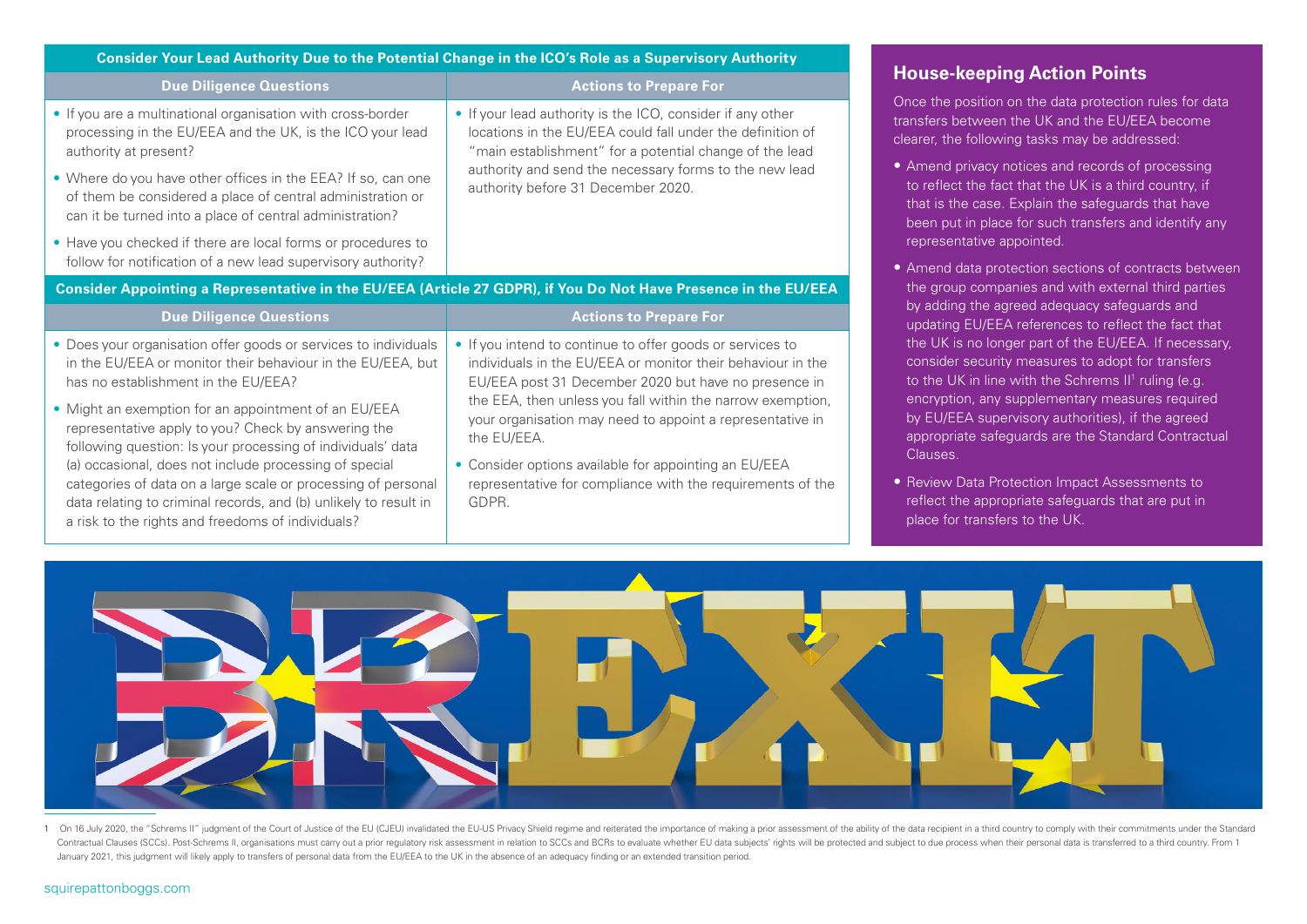| Consider Your Lead Authority Due to the Potential Change in the ICO's Role as a Supervisory Authority | |
|---|---|
| **Due Diligence Questions** | **Actions to Prepare For** |
| • If you are a multinational organisation with cross-border processing in the EU/EEA and the UK, is the ICO your lead authority at present?<br>• Where do you have other offices in the EEA? If so, can one of them be considered a place of central administration or can it be turned into a place of central administration?<br>• Have you checked if there are local forms or procedures to follow for notification of a new lead supervisory authority? | • If your lead authority is the ICO, consider if any other locations in the EU/EEA could fall under the definition of "main establishment" for a potential change of the lead authority and send the necessary forms to the new lead authority before 31 December 2020. |

| Consider Appointing a Representative in the EU/EEA (Article 27 GDPR), if You Do Not Have Presence in the EU/EEA | |
|---|---|
| **Due Diligence Questions** | **Actions to Prepare For** |
| • Does your organisation offer goods or services to individuals in the EU/EEA or monitor their behaviour in the EU/EEA, but has no establishment in the EU/EEA?<br>• Might an exemption for an appointment of an EU/EEA representative apply to you? Check by answering the following question: Is your processing of individuals' data (a) occasional, does not include processing of special categories of data on a large scale or processing of personal data relating to criminal records, and (b) unlikely to result in a risk to the rights and freedoms of individuals? | • If you intend to continue to offer goods or services to individuals in the EU/EEA or monitor their behaviour in the EU/EEA post 31 December 2020 but have no presence in the EEA, then unless you fall within the narrow exemption, your organisation may need to appoint a representative in the EU/EEA.<br>• Consider options available for appointing an EU/EEA representative for compliance with the requirements of the GDPR. |

## House-keeping Action Points

Once the position on the data protection rules for data transfers between the UK and the EU/EEA become clearer, the following tasks may be addressed:

- Amend privacy notices and records of processing to reflect the fact that the UK is a third country, if that is the case. Explain the safeguards that have been put in place for such transfers and identify any representative appointed.
- Amend data protection sections of contracts between the group companies and with external third parties by adding the agreed adequacy safeguards and updating EU/EEA references to reflect the fact that the UK is no longer part of the EU/EEA. If necessary, consider security measures to adopt for transfers to the UK in line with the Schrems II[1] ruling (e.g. encryption, any supplementary measures required by EU/EEA supervisory authorities), if the agreed appropriate safeguards are the Standard Contractual Clauses.
- Review Data Protection Impact Assessments to reflect the appropriate safeguards that are put in place for transfers to the UK.

1 On 16 July 2020, the "Schrems II" judgment of the Court of Justice of the EU (CJEU) invalidated the EU-US Privacy Shield regime and reiterated the importance of making a prior assessment of the ability of the data recipient in a third country to comply with their commitments under the Standard Contractual Clauses (SCCs). Post-Schrems II, organisations must carry out a prior regulatory risk assessment in relation to SCCs and BCRs to evaluate whether EU data subjects' rights will be protected and subject to due process when their personal data is transferred to a third country. From 1 January 2021, this judgment will likely apply to transfers of personal data from the EU/EEA to the UK in the absence of an adequacy finding or an extended transition period.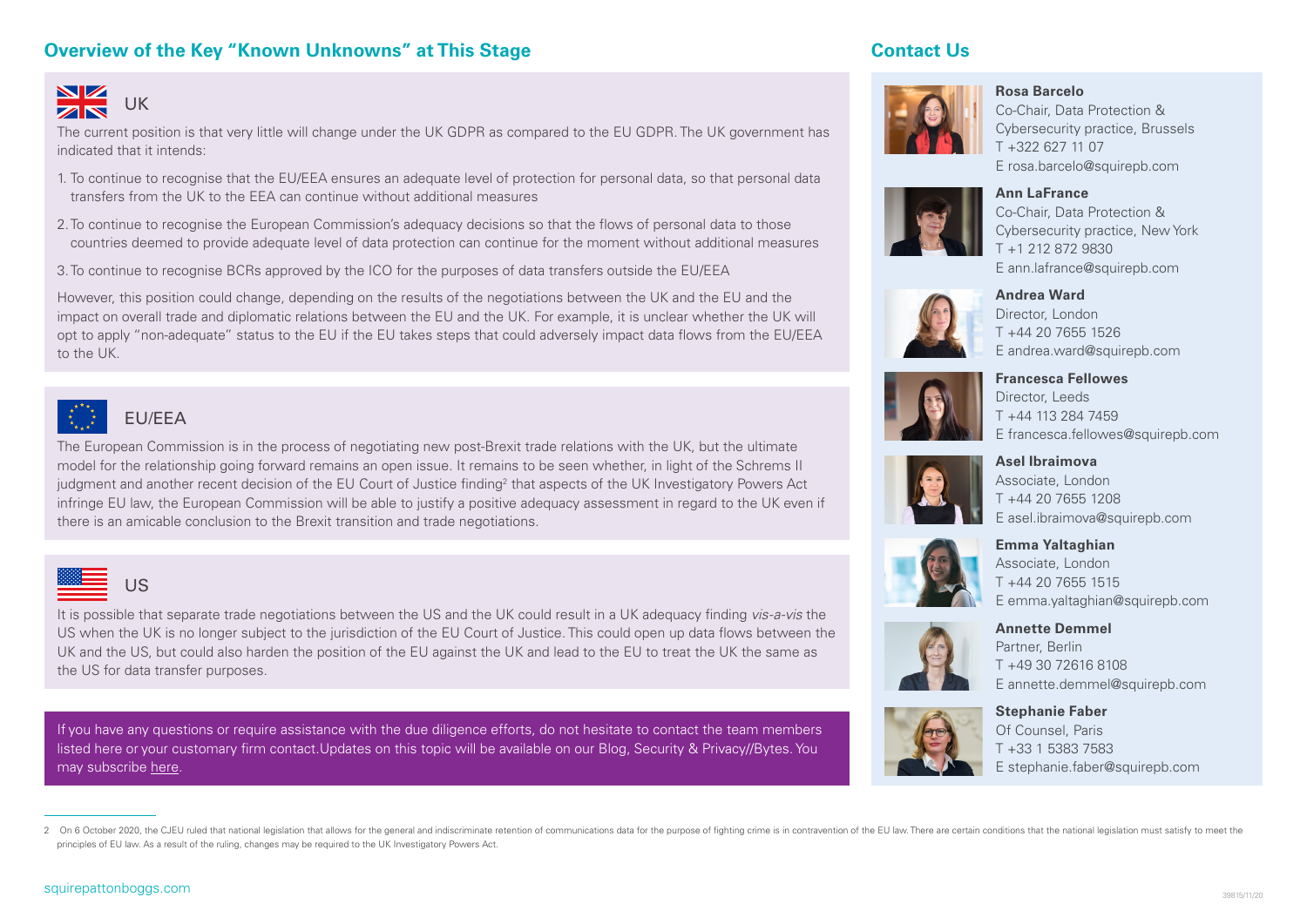## Overview of the Key "Known Unknowns" at This Stage

### UK

The current position is that very little will change under the UK GDPR as compared to the EU GDPR. The UK government has indicated that it intends:

1. To continue to recognise that the EU/EEA ensures an adequate level of protection for personal data, so that personal data transfers from the UK to the EEA can continue without additional measures
2. To continue to recognise the European Commission's adequacy decisions so that the flows of personal data to those countries deemed to provide adequate level of data protection can continue for the moment without additional measures
3. To continue to recognise BCRs approved by the ICO for the purposes of data transfers outside the EU/EEA

However, this position could change, depending on the results of the negotiations between the UK and the EU and the impact on overall trade and diplomatic relations between the EU and the UK. For example, it is unclear whether the UK will opt to apply "non-adequate" status to the EU if the EU takes steps that could adversely impact data flows from the EU/EEA to the UK.

### EU/EEA

The European Commission is in the process of negotiating new post-Brexit trade relations with the UK, but the ultimate model for the relationship going forward remains an open issue. It remains to be seen whether, in light of the Schrems II judgment and another recent decision of the EU Court of Justice finding[2] that aspects of the UK Investigatory Powers Act infringe EU law, the European Commission will be able to justify a positive adequacy assessment in regard to the UK even if there is an amicable conclusion to the Brexit transition and trade negotiations.

### US

It is possible that separate trade negotiations between the US and the UK could result in a UK adequacy finding *vis-a-vis* the US when the UK is no longer subject to the jurisdiction of the EU Court of Justice. This could open up data flows between the UK and the US, but could also harden the position of the EU against the UK and lead to the EU to treat the UK the same as the US for data transfer purposes.

If you have any questions or require assistance with the due diligence efforts, do not hesitate to contact the team members listed here or your customary firm contact.Updates on this topic will be available on our Blog, Security & Privacy//Bytes. You may subscribe here.

## Contact Us

**Rosa Barcelo**
Co-Chair, Data Protection & Cybersecurity practice, Brussels
T +322 627 11 07
E rosa.barcelo@squirepb.com

**Ann LaFrance**
Co-Chair, Data Protection & Cybersecurity practice, New York
T +1 212 872 9830
E ann.lafrance@squirepb.com

**Andrea Ward**
Director, London
T +44 20 7655 1526
E andrea.ward@squirepb.com

**Francesca Fellowes**
Director, Leeds
T +44 113 284 7459
E francesca.fellowes@squirepb.com

**Asel Ibraimova**
Associate, London
T +44 20 7655 1208
E asel.ibraimova@squirepb.com

**Emma Yaltaghian**
Associate, London
T +44 20 7655 1515
E emma.yaltaghian@squirepb.com

**Annette Demmel**
Partner, Berlin
T +49 30 72616 8108
E annette.demmel@squirepb.com

**Stephanie Faber**
Of Counsel, Paris
T +33 1 5383 7583
E stephanie.faber@squirepb.com

---

2 On 6 October 2020, the CJEU ruled that national legislation that allows for the general and indiscriminate retention of communications data for the purpose of fighting crime is in contravention of the EU law. There are certain conditions that the national legislation must satisfy to meet the principles of EU law. As a result of the ruling, changes may be required to the UK Investigatory Powers Act.

squirepattonboggs.com

39815/11/20